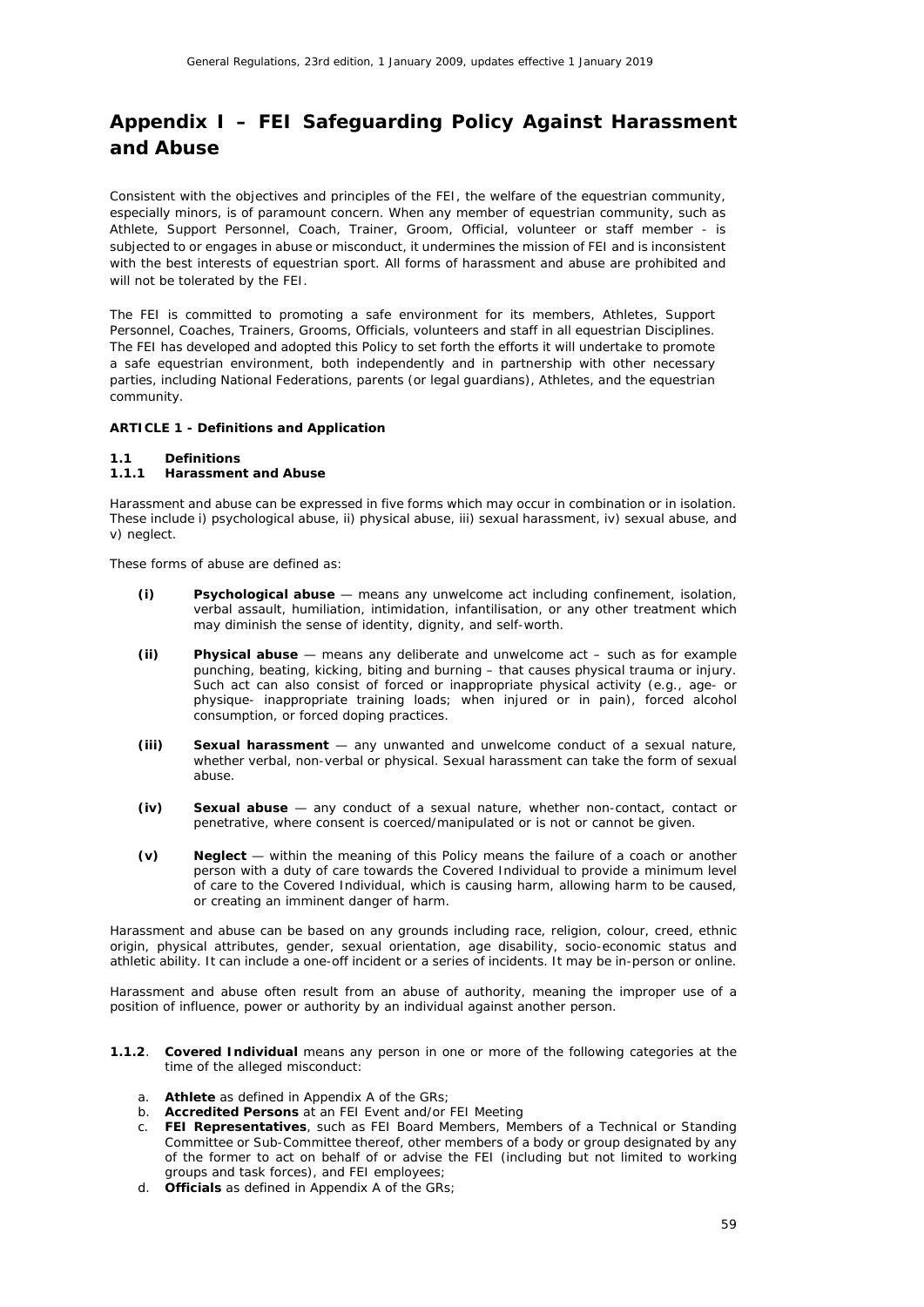# Appendix I – FEI Safeguarding Policy Against Harassment and Abuse

Consistent with the objectives and principles of the FEI, the welfare of the equestrian community, especially minors, is of paramount concern. When any member of equestrian community, such as Athlete, Support Personnel, Coach, Trainer, Groom, Official, volunteer or staff member - is subjected to or engages in abuse or misconduct, it undermines the mission of FEI and is inconsistent with the best interests of equestrian sport. All forms of harassment and abuse are prohibited and will not be tolerated by the FEI.

The FEI is committed to promoting a safe environment for its members, Athletes, Support Personnel, Coaches, Trainers, Grooms, Officials, volunteers and staff in all equestrian Disciplines. The FEI has developed and adopted this Policy to set forth the efforts it will undertake to promote a safe equestrian environment, both independently and in partnership with other necessary parties, including National Federations, parents (or legal guardians), Athletes, and the equestrian community.

**ARTICLE 1 - Definitions and Application**

**1.1 Definitions**

**1.1.1 Harassment and Abuse**

Harassment and abuse can be expressed in five forms which may occur in combination or in isolation. These include i) psychological abuse, ii) physical abuse, iii) sexual harassment, iv) sexual abuse, and v) neglect.

These forms of abuse are defined as:

**(i)** **Psychological abuse** — means any unwelcome act including confinement, isolation, verbal assault, humiliation, intimidation, infantilisation, or any other treatment which may diminish the sense of identity, dignity, and self-worth.

**(ii)** **Physical abuse** — means any deliberate and unwelcome act – such as for example punching, beating, kicking, biting and burning – that causes physical trauma or injury. Such act can also consist of forced or inappropriate physical activity (e.g., age- or physique- inappropriate training loads; when injured or in pain), forced alcohol consumption, or forced doping practices.

**(iii)** **Sexual harassment** — any unwanted and unwelcome conduct of a sexual nature, whether verbal, non-verbal or physical. Sexual harassment can take the form of sexual abuse.

**(iv)** **Sexual abuse** — any conduct of a sexual nature, whether non-contact, contact or penetrative, where consent is coerced/manipulated or is not or cannot be given.

**(v)** **Neglect** — within the meaning of this Policy means the failure of a coach or another person with a duty of care towards the Covered Individual to provide a minimum level of care to the Covered Individual, which is causing harm, allowing harm to be caused, or creating an imminent danger of harm.

Harassment and abuse can be based on any grounds including race, religion, colour, creed, ethnic origin, physical attributes, gender, sexual orientation, age disability, socio-economic status and athletic ability. It can include a one-off incident or a series of incidents. It may be in-person or online.

Harassment and abuse often result from an abuse of authority, meaning the improper use of a position of influence, power or authority by an individual against another person.

**1.1.2**. **Covered Individual** means any person in one or more of the following categories at the time of the alleged misconduct:

a. **Athlete** as defined in Appendix A of the GRs;
b. **Accredited Persons** at an FEI Event and/or FEI Meeting
c. **FEI Representatives**, such as FEI Board Members, Members of a Technical or Standing Committee or Sub-Committee thereof, other members of a body or group designated by any of the former to act on behalf of or advise the FEI (including but not limited to working groups and task forces), and FEI employees;
d. **Officials** as defined in Appendix A of the GRs;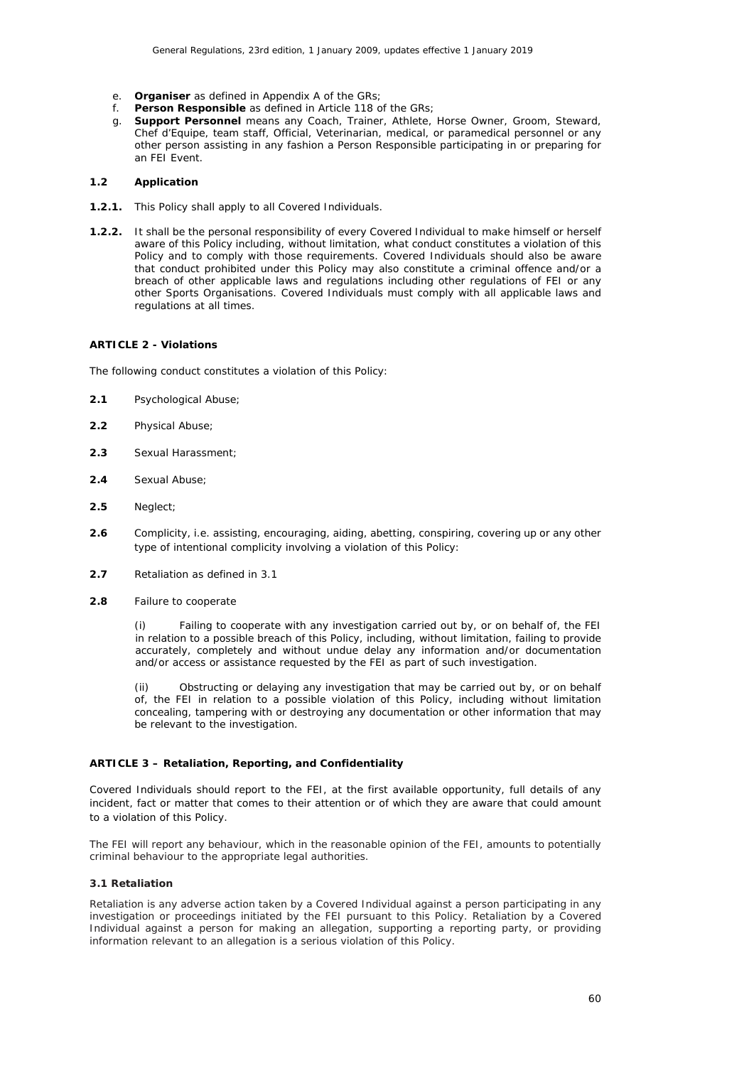e. **Organiser** as defined in Appendix A of the GRs;
f. **Person Responsible** as defined in Article 118 of the GRs;
g. **Support Personnel** means any Coach, Trainer, Athlete, Horse Owner, Groom, Steward, Chef d'Equipe, team staff, Official, Veterinarian, medical, or paramedical personnel or any other person assisting in any fashion a Person Responsible participating in or preparing for an FEI Event.

**1.2 Application**

**1.2.1.** This Policy shall apply to all Covered Individuals.

**1.2.2.** It shall be the personal responsibility of every Covered Individual to make himself or herself aware of this Policy including, without limitation, what conduct constitutes a violation of this Policy and to comply with those requirements. Covered Individuals should also be aware that conduct prohibited under this Policy may also constitute a criminal offence and/or a breach of other applicable laws and regulations including other regulations of FEI or any other Sports Organisations. Covered Individuals must comply with all applicable laws and regulations at all times.

**ARTICLE 2 - Violations**

The following conduct constitutes a violation of this Policy:

**2.1** Psychological Abuse;

**2.2** Physical Abuse;

**2.3** Sexual Harassment;

**2.4** Sexual Abuse;

**2.5** Neglect;

**2.6** Complicity, i.e. assisting, encouraging, aiding, abetting, conspiring, covering up or any other type of intentional complicity involving a violation of this Policy:

**2.7** Retaliation as defined in 3.1

**2.8** Failure to cooperate

(i) Failing to cooperate with any investigation carried out by, or on behalf of, the FEI in relation to a possible breach of this Policy, including, without limitation, failing to provide accurately, completely and without undue delay any information and/or documentation and/or access or assistance requested by the FEI as part of such investigation.

(ii) Obstructing or delaying any investigation that may be carried out by, or on behalf of, the FEI in relation to a possible violation of this Policy, including without limitation concealing, tampering with or destroying any documentation or other information that may be relevant to the investigation.

**ARTICLE 3 – Retaliation, Reporting, and Confidentiality**

Covered Individuals should report to the FEI, at the first available opportunity, full details of any incident, fact or matter that comes to their attention or of which they are aware that could amount to a violation of this Policy.

The FEI will report any behaviour, which in the reasonable opinion of the FEI, amounts to potentially criminal behaviour to the appropriate legal authorities.

**3.1 Retaliation**

Retaliation is any adverse action taken by a Covered Individual against a person participating in any investigation or proceedings initiated by the FEI pursuant to this Policy. Retaliation by a Covered Individual against a person for making an allegation, supporting a reporting party, or providing information relevant to an allegation is a serious violation of this Policy.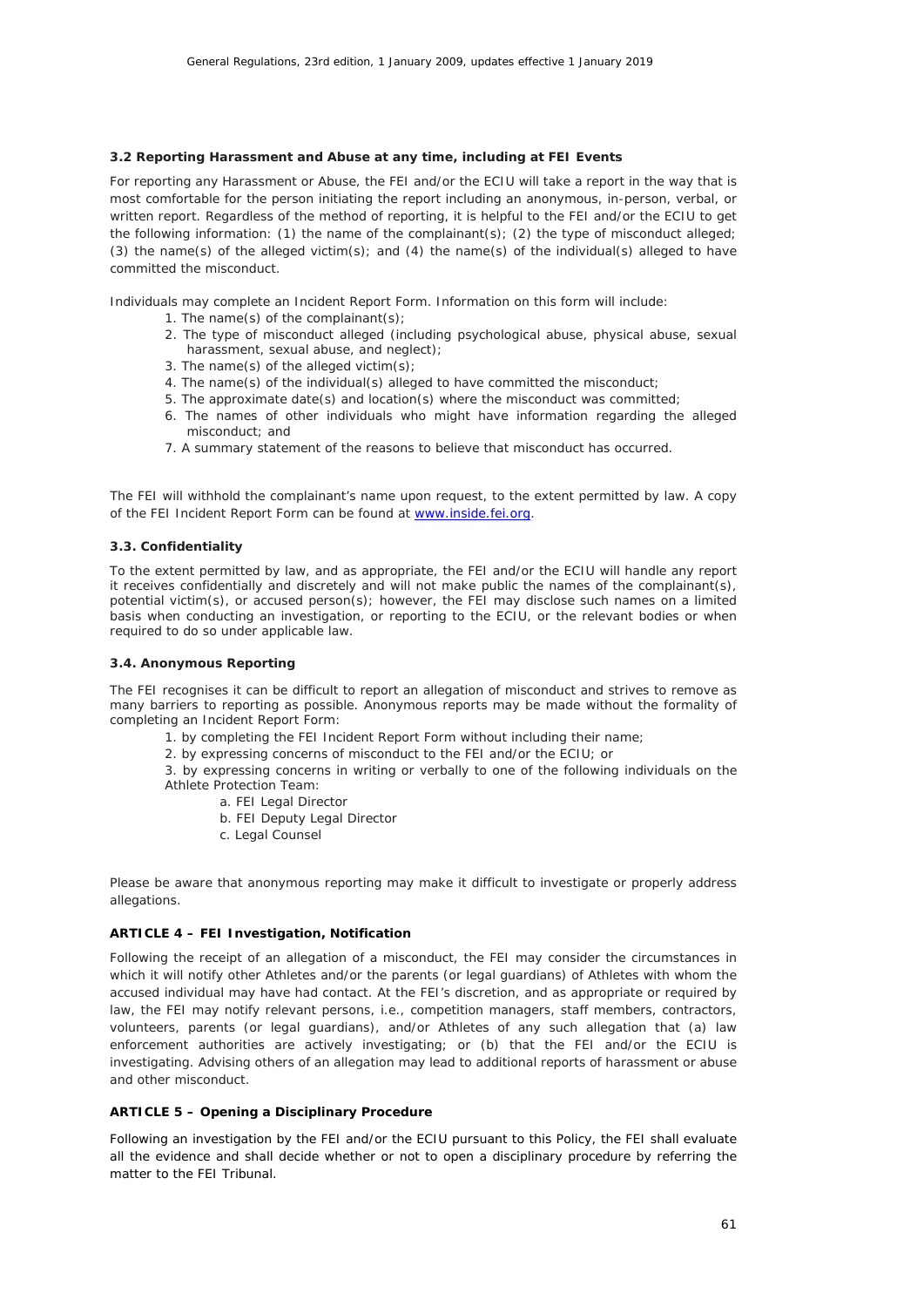### 3.2 Reporting Harassment and Abuse at any time, including at FEI Events

For reporting any Harassment or Abuse, the FEI and/or the ECIU will take a report in the way that is most comfortable for the person initiating the report including an anonymous, in-person, verbal, or written report. Regardless of the method of reporting, it is helpful to the FEI and/or the ECIU to get the following information: (1) the name of the complainant(s); (2) the type of misconduct alleged; (3) the name(s) of the alleged victim(s); and (4) the name(s) of the individual(s) alleged to have committed the misconduct.

Individuals may complete an Incident Report Form. Information on this form will include:

1. The name(s) of the complainant(s);
2. The type of misconduct alleged (including psychological abuse, physical abuse, sexual harassment, sexual abuse, and neglect);
3. The name(s) of the alleged victim(s);
4. The name(s) of the individual(s) alleged to have committed the misconduct;
5. The approximate date(s) and location(s) where the misconduct was committed;
6. The names of other individuals who might have information regarding the alleged misconduct; and
7. A summary statement of the reasons to believe that misconduct has occurred.

The FEI will withhold the complainant's name upon request, to the extent permitted by law. A copy of the FEI Incident Report Form can be found at [www.inside.fei.org](www.inside.fei.org).

### 3.3. Confidentiality

To the extent permitted by law, and as appropriate, the FEI and/or the ECIU will handle any report it receives confidentially and discretely and will not make public the names of the complainant(s), potential victim(s), or accused person(s); however, the FEI may disclose such names on a limited basis when conducting an investigation, or reporting to the ECIU, or the relevant bodies or when required to do so under applicable law.

### 3.4. Anonymous Reporting

The FEI recognises it can be difficult to report an allegation of misconduct and strives to remove as many barriers to reporting as possible. Anonymous reports may be made without the formality of completing an Incident Report Form:

1. by completing the FEI Incident Report Form without including their name;
2. by expressing concerns of misconduct to the FEI and/or the ECIU; or
3. by expressing concerns in writing or verbally to one of the following individuals on the Athlete Protection Team:
    a. FEI Legal Director
    b. FEI Deputy Legal Director
    c. Legal Counsel

Please be aware that anonymous reporting may make it difficult to investigate or properly address allegations.

### ARTICLE 4 – FEI Investigation, Notification

Following the receipt of an allegation of a misconduct, the FEI may consider the circumstances in which it will notify other Athletes and/or the parents (or legal guardians) of Athletes with whom the accused individual may have had contact. At the FEI's discretion, and as appropriate or required by law, the FEI may notify relevant persons, i.e., competition managers, staff members, contractors, volunteers, parents (or legal guardians), and/or Athletes of any such allegation that (a) law enforcement authorities are actively investigating; or (b) that the FEI and/or the ECIU is investigating. Advising others of an allegation may lead to additional reports of harassment or abuse and other misconduct.

### ARTICLE 5 – Opening a Disciplinary Procedure

Following an investigation by the FEI and/or the ECIU pursuant to this Policy, the FEI shall evaluate all the evidence and shall decide whether or not to open a disciplinary procedure by referring the matter to the FEI Tribunal.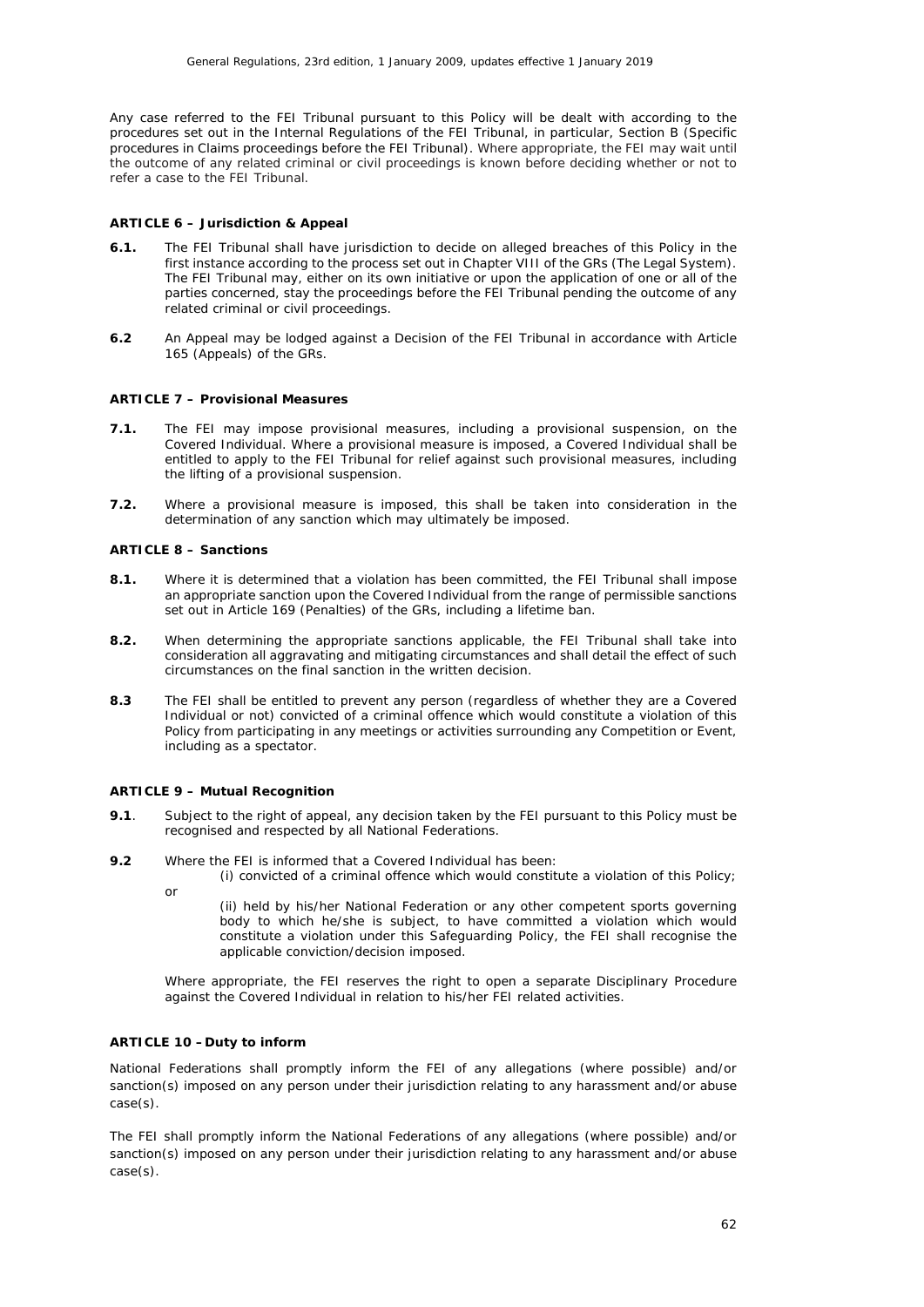Any case referred to the FEI Tribunal pursuant to this Policy will be dealt with according to the procedures set out in the Internal Regulations of the FEI Tribunal, in particular, Section B (Specific procedures in Claims proceedings before the FEI Tribunal). Where appropriate, the FEI may wait until the outcome of any related criminal or civil proceedings is known before deciding whether or not to refer a case to the FEI Tribunal.

**ARTICLE 6 – Jurisdiction & Appeal**

**6.1.** The FEI Tribunal shall have jurisdiction to decide on alleged breaches of this Policy in the first instance according to the process set out in Chapter VIII of the GRs (The Legal System). The FEI Tribunal may, either on its own initiative or upon the application of one or all of the parties concerned, stay the proceedings before the FEI Tribunal pending the outcome of any related criminal or civil proceedings.

**6.2** An Appeal may be lodged against a Decision of the FEI Tribunal in accordance with Article 165 (Appeals) of the GRs.

**ARTICLE 7 – Provisional Measures**

**7.1.** The FEI may impose provisional measures, including a provisional suspension, on the Covered Individual. Where a provisional measure is imposed, a Covered Individual shall be entitled to apply to the FEI Tribunal for relief against such provisional measures, including the lifting of a provisional suspension.

**7.2.** Where a provisional measure is imposed, this shall be taken into consideration in the determination of any sanction which may ultimately be imposed.

**ARTICLE 8 – Sanctions**

**8.1.** Where it is determined that a violation has been committed, the FEI Tribunal shall impose an appropriate sanction upon the Covered Individual from the range of permissible sanctions set out in Article 169 (Penalties) of the GRs, including a lifetime ban.

**8.2.** When determining the appropriate sanctions applicable, the FEI Tribunal shall take into consideration all aggravating and mitigating circumstances and shall detail the effect of such circumstances on the final sanction in the written decision.

**8.3** The FEI shall be entitled to prevent any person (regardless of whether they are a Covered Individual or not) convicted of a criminal offence which would constitute a violation of this Policy from participating in any meetings or activities surrounding any Competition or Event, including as a spectator.

**ARTICLE 9 – Mutual Recognition**

**9.1**. Subject to the right of appeal, any decision taken by the FEI pursuant to this Policy must be recognised and respected by all National Federations.

**9.2** Where the FEI is informed that a Covered Individual has been:

(i) convicted of a criminal offence which would constitute a violation of this Policy; or

(ii) held by his/her National Federation or any other competent sports governing body to which he/she is subject, to have committed a violation which would constitute a violation under this Safeguarding Policy, the FEI shall recognise the applicable conviction/decision imposed.

Where appropriate, the FEI reserves the right to open a separate Disciplinary Procedure against the Covered Individual in relation to his/her FEI related activities.

**ARTICLE 10 – Duty to inform**

National Federations shall promptly inform the FEI of any allegations (where possible) and/or sanction(s) imposed on any person under their jurisdiction relating to any harassment and/or abuse case(s).

The FEI shall promptly inform the National Federations of any allegations (where possible) and/or sanction(s) imposed on any person under their jurisdiction relating to any harassment and/or abuse case(s).